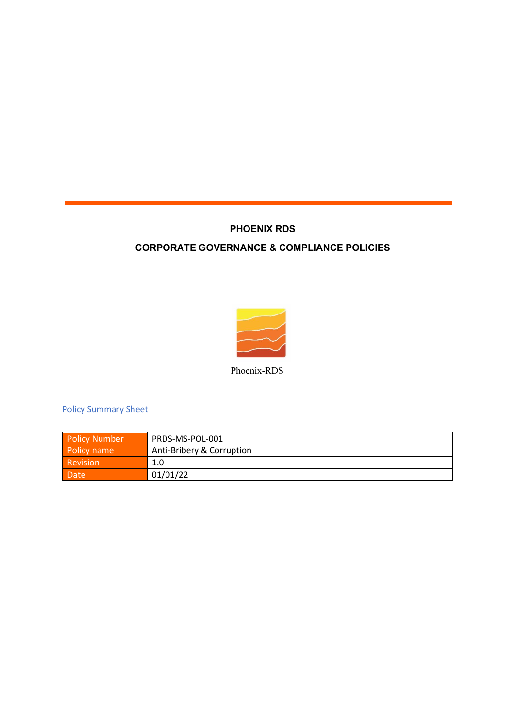# PHOENIX RDS

## CORPORATE GOVERNANCE & COMPLIANCE POLICIES

Phoenix-RDS

Policy Summary Sheet

| Policy Number | PRDS-MS-POL-001 |
|---|---|
| Policy name | Anti-Bribery & Corruption |
| Revision | 1.0 |
| Date | 01/01/22 |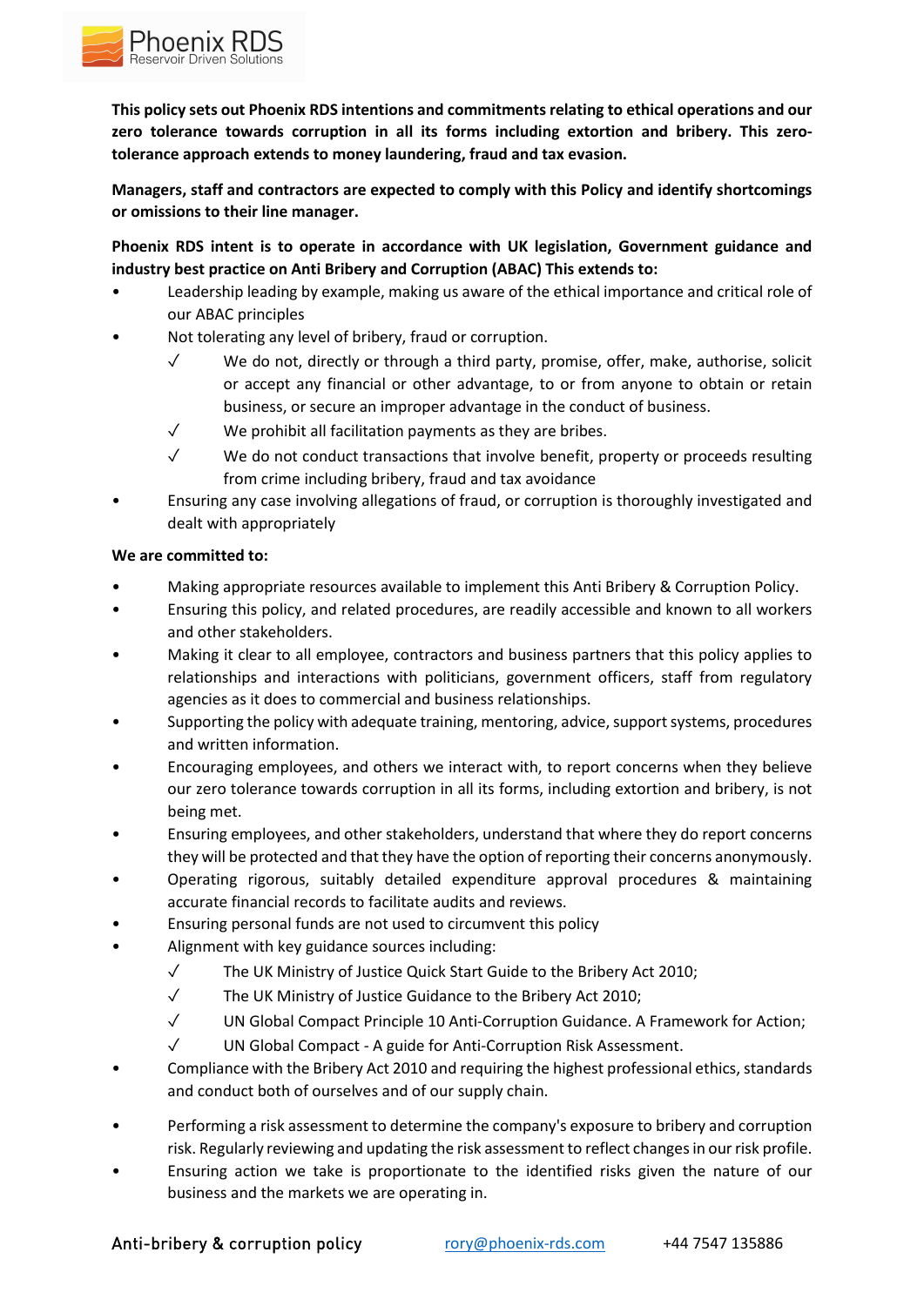**This policy sets out Phoenix RDS intentions and commitments relating to ethical operations and our zero tolerance towards corruption in all its forms including extortion and bribery. This zero-tolerance approach extends to money laundering, fraud and tax evasion.**

**Managers, staff and contractors are expected to comply with this Policy and identify shortcomings or omissions to their line manager.**

**Phoenix RDS intent is to operate in accordance with UK legislation, Government guidance and industry best practice on Anti Bribery and Corruption (ABAC) This extends to:**

- Leadership leading by example, making us aware of the ethical importance and critical role of our ABAC principles
- Not tolerating any level of bribery, fraud or corruption.
  - ✓ We do not, directly or through a third party, promise, offer, make, authorise, solicit or accept any financial or other advantage, to or from anyone to obtain or retain business, or secure an improper advantage in the conduct of business.
  - ✓ We prohibit all facilitation payments as they are bribes.
  - ✓ We do not conduct transactions that involve benefit, property or proceeds resulting from crime including bribery, fraud and tax avoidance
- Ensuring any case involving allegations of fraud, or corruption is thoroughly investigated and dealt with appropriately

**We are committed to:**

- Making appropriate resources available to implement this Anti Bribery & Corruption Policy.
- Ensuring this policy, and related procedures, are readily accessible and known to all workers and other stakeholders.
- Making it clear to all employee, contractors and business partners that this policy applies to relationships and interactions with politicians, government officers, staff from regulatory agencies as it does to commercial and business relationships.
- Supporting the policy with adequate training, mentoring, advice, support systems, procedures and written information.
- Encouraging employees, and others we interact with, to report concerns when they believe our zero tolerance towards corruption in all its forms, including extortion and bribery, is not being met.
- Ensuring employees, and other stakeholders, understand that where they do report concerns they will be protected and that they have the option of reporting their concerns anonymously.
- Operating rigorous, suitably detailed expenditure approval procedures & maintaining accurate financial records to facilitate audits and reviews.
- Ensuring personal funds are not used to circumvent this policy
- Alignment with key guidance sources including:
  - ✓ The UK Ministry of Justice Quick Start Guide to the Bribery Act 2010;
  - ✓ The UK Ministry of Justice Guidance to the Bribery Act 2010;
  - ✓ UN Global Compact Principle 10 Anti-Corruption Guidance. A Framework for Action;
  - ✓ UN Global Compact - A guide for Anti-Corruption Risk Assessment.
- Compliance with the Bribery Act 2010 and requiring the highest professional ethics, standards and conduct both of ourselves and of our supply chain.
- Performing a risk assessment to determine the company's exposure to bribery and corruption risk. Regularly reviewing and updating the risk assessment to reflect changes in our risk profile.
- Ensuring action we take is proportionate to the identified risks given the nature of our business and the markets we are operating in.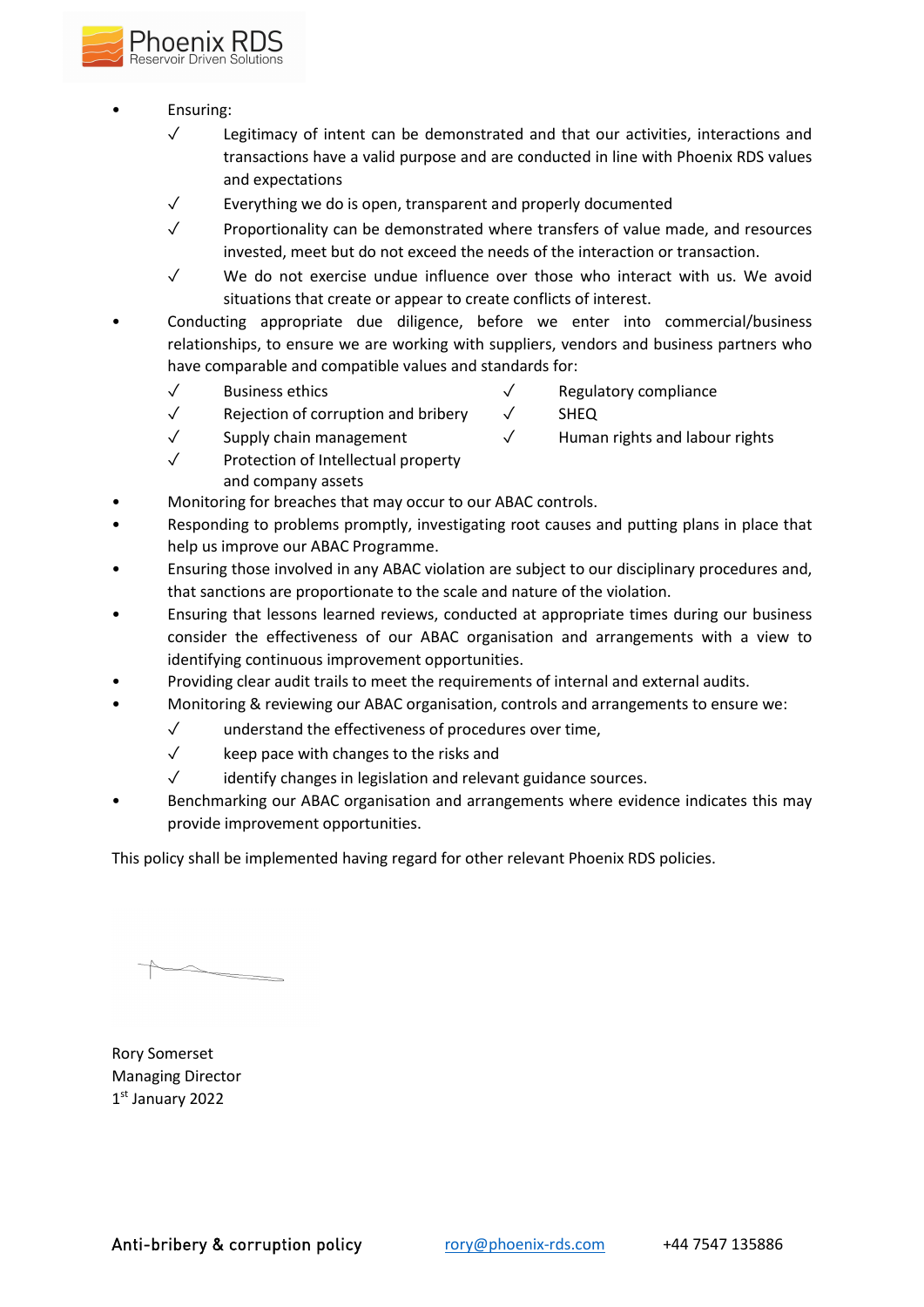- Ensuring:
  - ✓ Legitimacy of intent can be demonstrated and that our activities, interactions and transactions have a valid purpose and are conducted in line with Phoenix RDS values and expectations
  - ✓ Everything we do is open, transparent and properly documented
  - ✓ Proportionality can be demonstrated where transfers of value made, and resources invested, meet but do not exceed the needs of the interaction or transaction.
  - ✓ We do not exercise undue influence over those who interact with us. We avoid situations that create or appear to create conflicts of interest.
- Conducting appropriate due diligence, before we enter into commercial/business relationships, to ensure we are working with suppliers, vendors and business partners who have comparable and compatible values and standards for:
  - ✓ Business ethics
  - ✓ Rejection of corruption and bribery
  - ✓ Supply chain management
  - ✓ Protection of Intellectual property and company assets
  - ✓ Regulatory compliance
  - ✓ SHEQ
  - ✓ Human rights and labour rights
- Monitoring for breaches that may occur to our ABAC controls.
- Responding to problems promptly, investigating root causes and putting plans in place that help us improve our ABAC Programme.
- Ensuring those involved in any ABAC violation are subject to our disciplinary procedures and, that sanctions are proportionate to the scale and nature of the violation.
- Ensuring that lessons learned reviews, conducted at appropriate times during our business consider the effectiveness of our ABAC organisation and arrangements with a view to identifying continuous improvement opportunities.
- Providing clear audit trails to meet the requirements of internal and external audits.
- Monitoring & reviewing our ABAC organisation, controls and arrangements to ensure we:
  - ✓ understand the effectiveness of procedures over time,
  - ✓ keep pace with changes to the risks and
  - ✓ identify changes in legislation and relevant guidance sources.
- Benchmarking our ABAC organisation and arrangements where evidence indicates this may provide improvement opportunities.

This policy shall be implemented having regard for other relevant Phoenix RDS policies.

Rory Somerset
Managing Director
1st January 2022